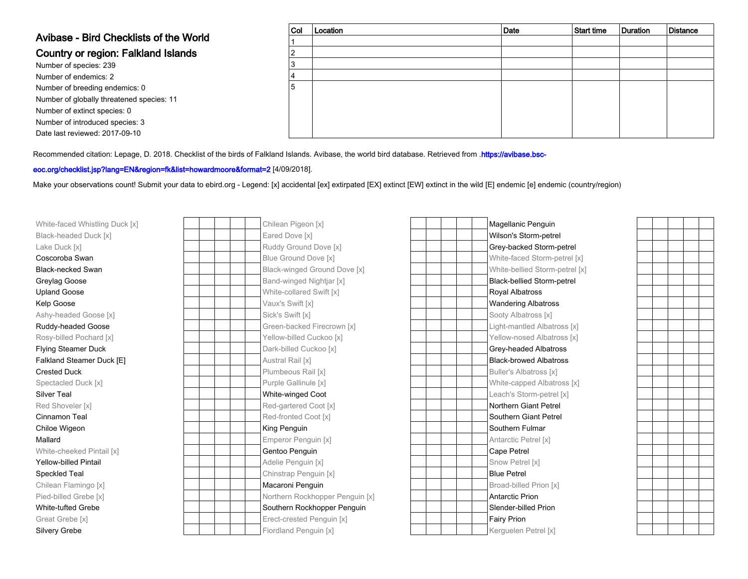# Avibase - Bird Checklists of the World

## Country or region: Falkland Islands

Number of species: 239
Number of endemics: 2
Number of breeding endemics: 0
Number of globally threatened species: 11
Number of extinct species: 0
Number of introduced species: 3
Date last reviewed: 2017-09-10

| Col | Location | Date | Start time | Duration | Distance |
|---|---|---|---|---|---|
| 1 | | | | | |
| 2 | | | | | |
| 3 | | | | | |
| 4 | | | | | |
| 5 | | | | | |

Recommended citation: Lepage, D. 2018. Checklist of the birds of Falkland Islands. Avibase, the world bird database. Retrieved from .https://avibase.bsc-eoc.org/checklist.jsp?lang=EN&region=fk&list=howardmoore&format=2 [4/09/2018].

Make your observations count! Submit your data to ebird.org - Legend: [x] accidental [ex] extirpated [EX] extinct [EW] extinct in the wild [E] endemic [e] endemic (country/region)

| Species | | | | | |
|---|---|---|---|---|---|
| White-faced Whistling Duck [x] | | | | | |
| Black-headed Duck [x] | | | | | |
| Lake Duck [x] | | | | | |
| Coscoroba Swan | | | | | |
| Black-necked Swan | | | | | |
| Greylag Goose | | | | | |
| Upland Goose | | | | | |
| Kelp Goose | | | | | |
| Ashy-headed Goose [x] | | | | | |
| Ruddy-headed Goose | | | | | |
| Rosy-billed Pochard [x] | | | | | |
| Flying Steamer Duck | | | | | |
| Falkland Steamer Duck [E] | | | | | |
| Crested Duck | | | | | |
| Spectacled Duck [x] | | | | | |
| Silver Teal | | | | | |
| Red Shoveler [x] | | | | | |
| Cinnamon Teal | | | | | |
| Chiloe Wigeon | | | | | |
| Mallard | | | | | |
| White-cheeked Pintail [x] | | | | | |
| Yellow-billed Pintail | | | | | |
| Speckled Teal | | | | | |
| Chilean Flamingo [x] | | | | | |
| Pied-billed Grebe [x] | | | | | |
| White-tufted Grebe | | | | | |
| Great Grebe [x] | | | | | |
| Silvery Grebe | | | | | |
| Chilean Pigeon [x] | | | | | |
| Eared Dove [x] | | | | | |
| Ruddy Ground Dove [x] | | | | | |
| Blue Ground Dove [x] | | | | | |
| Black-winged Ground Dove [x] | | | | | |
| Band-winged Nightjar [x] | | | | | |
| White-collared Swift [x] | | | | | |
| Vaux's Swift [x] | | | | | |
| Sick's Swift [x] | | | | | |
| Green-backed Firecrown [x] | | | | | |
| Yellow-billed Cuckoo [x] | | | | | |
| Dark-billed Cuckoo [x] | | | | | |
| Austral Rail [x] | | | | | |
| Plumbeous Rail [x] | | | | | |
| Purple Gallinule [x] | | | | | |
| White-winged Coot | | | | | |
| Red-gartered Coot [x] | | | | | |
| Red-fronted Coot [x] | | | | | |
| King Penguin | | | | | |
| Emperor Penguin [x] | | | | | |
| Gentoo Penguin | | | | | |
| Adelie Penguin [x] | | | | | |
| Chinstrap Penguin [x] | | | | | |
| Macaroni Penguin | | | | | |
| Northern Rockhopper Penguin [x] | | | | | |
| Southern Rockhopper Penguin | | | | | |
| Erect-crested Penguin [x] | | | | | |
| Fiordland Penguin [x] | | | | | |
| Magellanic Penguin | | | | | |
| Wilson's Storm-petrel | | | | | |
| Grey-backed Storm-petrel | | | | | |
| White-faced Storm-petrel [x] | | | | | |
| White-bellied Storm-petrel [x] | | | | | |
| Black-bellied Storm-petrel | | | | | |
| Royal Albatross | | | | | |
| Wandering Albatross | | | | | |
| Sooty Albatross [x] | | | | | |
| Light-mantled Albatross [x] | | | | | |
| Yellow-nosed Albatross [x] | | | | | |
| Grey-headed Albatross | | | | | |
| Black-browed Albatross | | | | | |
| Buller's Albatross [x] | | | | | |
| White-capped Albatross [x] | | | | | |
| Leach's Storm-petrel [x] | | | | | |
| Northern Giant Petrel | | | | | |
| Southern Giant Petrel | | | | | |
| Southern Fulmar | | | | | |
| Antarctic Petrel [x] | | | | | |
| Cape Petrel | | | | | |
| Snow Petrel [x] | | | | | |
| Blue Petrel | | | | | |
| Broad-billed Prion [x] | | | | | |
| Antarctic Prion | | | | | |
| Slender-billed Prion | | | | | |
| Fairy Prion | | | | | |
| Kerguelen Petrel [x] | | | | | |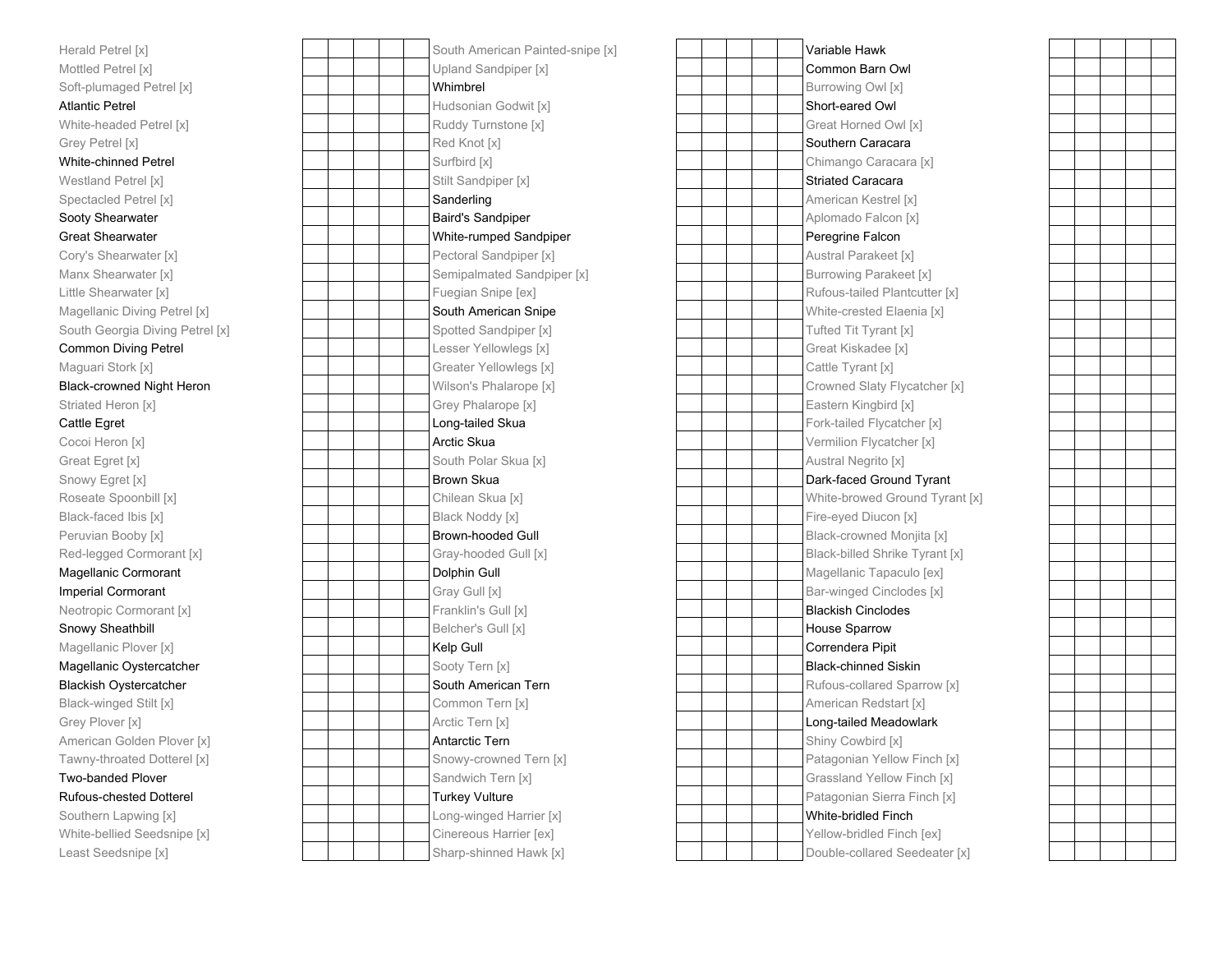| Species | | | | | |
|---|---|---|---|---|---|
| Herald Petrel [x] | | | | | |
| Mottled Petrel [x] | | | | | |
| Soft-plumaged Petrel [x] | | | | | |
| Atlantic Petrel | | | | | |
| White-headed Petrel [x] | | | | | |
| Grey Petrel [x] | | | | | |
| White-chinned Petrel | | | | | |
| Westland Petrel [x] | | | | | |
| Spectacled Petrel [x] | | | | | |
| Sooty Shearwater | | | | | |
| Great Shearwater | | | | | |
| Cory's Shearwater [x] | | | | | |
| Manx Shearwater [x] | | | | | |
| Little Shearwater [x] | | | | | |
| Magellanic Diving Petrel [x] | | | | | |
| South Georgia Diving Petrel [x] | | | | | |
| Common Diving Petrel | | | | | |
| Maguari Stork [x] | | | | | |
| Black-crowned Night Heron | | | | | |
| Striated Heron [x] | | | | | |
| Cattle Egret | | | | | |
| Cocoi Heron [x] | | | | | |
| Great Egret [x] | | | | | |
| Snowy Egret [x] | | | | | |
| Roseate Spoonbill [x] | | | | | |
| Black-faced Ibis [x] | | | | | |
| Peruvian Booby [x] | | | | | |
| Red-legged Cormorant [x] | | | | | |
| Magellanic Cormorant | | | | | |
| Imperial Cormorant | | | | | |
| Neotropic Cormorant [x] | | | | | |
| Snowy Sheathbill | | | | | |
| Magellanic Plover [x] | | | | | |
| Magellanic Oystercatcher | | | | | |
| Blackish Oystercatcher | | | | | |
| Black-winged Stilt [x] | | | | | |
| Grey Plover [x] | | | | | |
| American Golden Plover [x] | | | | | |
| Tawny-throated Dotterel [x] | | | | | |
| Two-banded Plover | | | | | |
| Rufous-chested Dotterel | | | | | |
| Southern Lapwing [x] | | | | | |
| White-bellied Seedsnipe [x] | | | | | |
| Least Seedsnipe [x] | | | | | |
| South American Painted-snipe [x] | | | | | |
| Upland Sandpiper [x] | | | | | |
| Whimbrel | | | | | |
| Hudsonian Godwit [x] | | | | | |
| Ruddy Turnstone [x] | | | | | |
| Red Knot [x] | | | | | |
| Surfbird [x] | | | | | |
| Stilt Sandpiper [x] | | | | | |
| Sanderling | | | | | |
| Baird's Sandpiper | | | | | |
| White-rumped Sandpiper | | | | | |
| Pectoral Sandpiper [x] | | | | | |
| Semipalmated Sandpiper [x] | | | | | |
| Fuegian Snipe [ex] | | | | | |
| South American Snipe | | | | | |
| Spotted Sandpiper [x] | | | | | |
| Lesser Yellowlegs [x] | | | | | |
| Greater Yellowlegs [x] | | | | | |
| Wilson's Phalarope [x] | | | | | |
| Grey Phalarope [x] | | | | | |
| Long-tailed Skua | | | | | |
| Arctic Skua | | | | | |
| South Polar Skua [x] | | | | | |
| Brown Skua | | | | | |
| Chilean Skua [x] | | | | | |
| Black Noddy [x] | | | | | |
| Brown-hooded Gull | | | | | |
| Gray-hooded Gull [x] | | | | | |
| Dolphin Gull | | | | | |
| Gray Gull [x] | | | | | |
| Franklin's Gull [x] | | | | | |
| Belcher's Gull [x] | | | | | |
| Kelp Gull | | | | | |
| Sooty Tern [x] | | | | | |
| South American Tern | | | | | |
| Common Tern [x] | | | | | |
| Arctic Tern [x] | | | | | |
| Antarctic Tern | | | | | |
| Snowy-crowned Tern [x] | | | | | |
| Sandwich Tern [x] | | | | | |
| Turkey Vulture | | | | | |
| Long-winged Harrier [x] | | | | | |
| Cinereous Harrier [ex] | | | | | |
| Sharp-shinned Hawk [x] | | | | | |
| Variable Hawk | | | | | |
| Common Barn Owl | | | | | |
| Burrowing Owl [x] | | | | | |
| Short-eared Owl | | | | | |
| Great Horned Owl [x] | | | | | |
| Southern Caracara | | | | | |
| Chimango Caracara [x] | | | | | |
| Striated Caracara | | | | | |
| American Kestrel [x] | | | | | |
| Aplomado Falcon [x] | | | | | |
| Peregrine Falcon | | | | | |
| Austral Parakeet [x] | | | | | |
| Burrowing Parakeet [x] | | | | | |
| Rufous-tailed Plantcutter [x] | | | | | |
| White-crested Elaenia [x] | | | | | |
| Tufted Tit Tyrant [x] | | | | | |
| Great Kiskadee [x] | | | | | |
| Cattle Tyrant [x] | | | | | |
| Crowned Slaty Flycatcher [x] | | | | | |
| Eastern Kingbird [x] | | | | | |
| Fork-tailed Flycatcher [x] | | | | | |
| Vermilion Flycatcher [x] | | | | | |
| Austral Negrito [x] | | | | | |
| Dark-faced Ground Tyrant | | | | | |
| White-browed Ground Tyrant [x] | | | | | |
| Fire-eyed Diucon [x] | | | | | |
| Black-crowned Monjita [x] | | | | | |
| Black-billed Shrike Tyrant [x] | | | | | |
| Magellanic Tapaculo [ex] | | | | | |
| Bar-winged Cinclodes [x] | | | | | |
| Blackish Cinclodes | | | | | |
| House Sparrow | | | | | |
| Correndera Pipit | | | | | |
| Black-chinned Siskin | | | | | |
| Rufous-collared Sparrow [x] | | | | | |
| American Redstart [x] | | | | | |
| Long-tailed Meadowlark | | | | | |
| Shiny Cowbird [x] | | | | | |
| Patagonian Yellow Finch [x] | | | | | |
| Grassland Yellow Finch [x] | | | | | |
| Patagonian Sierra Finch [x] | | | | | |
| White-bridled Finch | | | | | |
| Yellow-bridled Finch [ex] | | | | | |
| Double-collared Seedeater [x] | | | | | |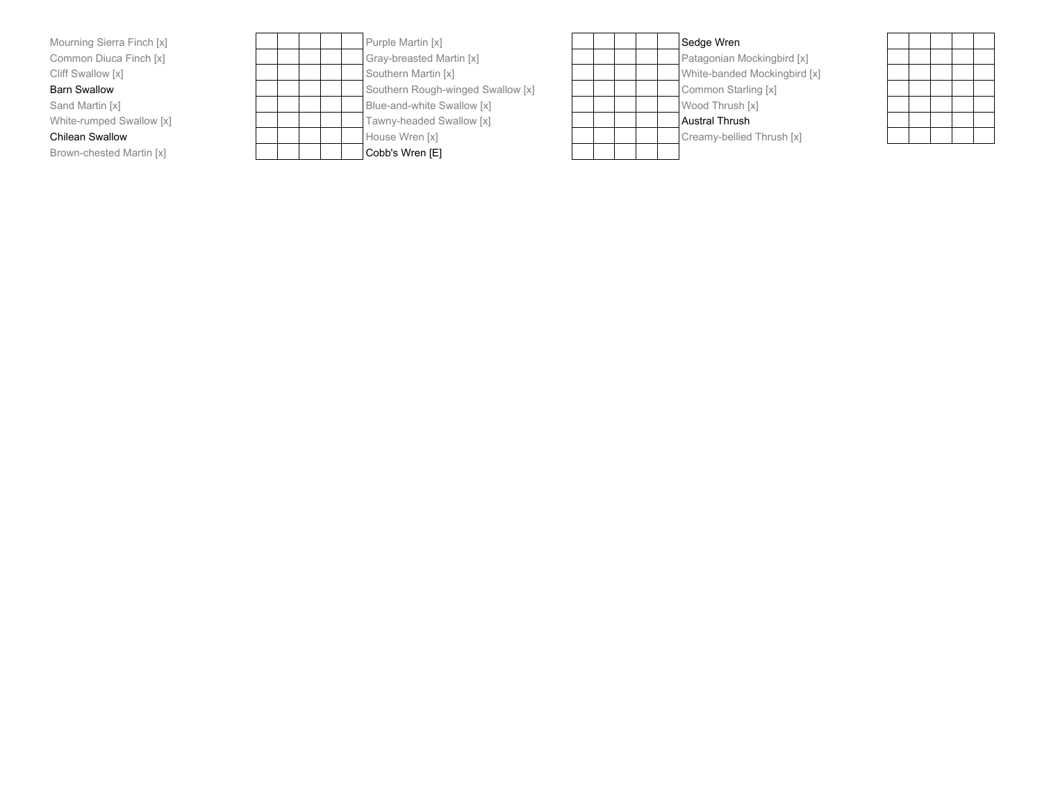| | | | | | |
|---|---|---|---|---|---|
| Mourning Sierra Finch [x] | | | | | |
| Common Diuca Finch [x] | | | | | |
| Cliff Swallow [x] | | | | | |
| Barn Swallow | | | | | |
| Sand Martin [x] | | | | | |
| White-rumped Swallow [x] | | | | | |
| Chilean Swallow | | | | | |
| Brown-chested Martin [x] | | | | | |

| | | | | | |
|---|---|---|---|---|---|
| Purple Martin [x] | | | | | |
| Gray-breasted Martin [x] | | | | | |
| Southern Martin [x] | | | | | |
| Southern Rough-winged Swallow [x] | | | | | |
| Blue-and-white Swallow [x] | | | | | |
| Tawny-headed Swallow [x] | | | | | |
| House Wren [x] | | | | | |
| Cobb's Wren [E] | | | | | |

| | | | | | |
|---|---|---|---|---|---|
| Sedge Wren | | | | | |
| Patagonian Mockingbird [x] | | | | | |
| White-banded Mockingbird [x] | | | | | |
| Common Starling [x] | | | | | |
| Wood Thrush [x] | | | | | |
| Austral Thrush | | | | | |
| Creamy-bellied Thrush [x] | | | | | |